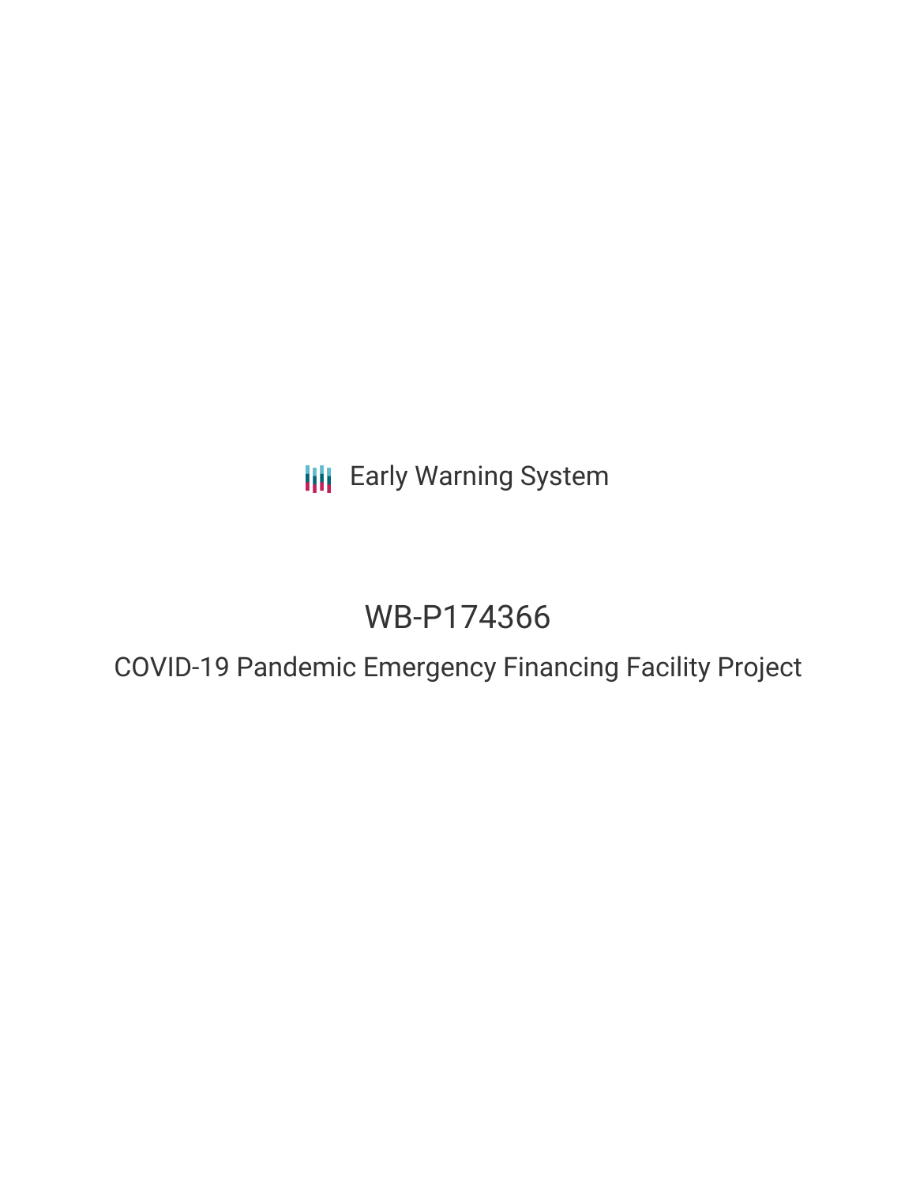Early Warning System

# WB-P174366

## COVID-19 Pandemic Emergency Financing Facility Project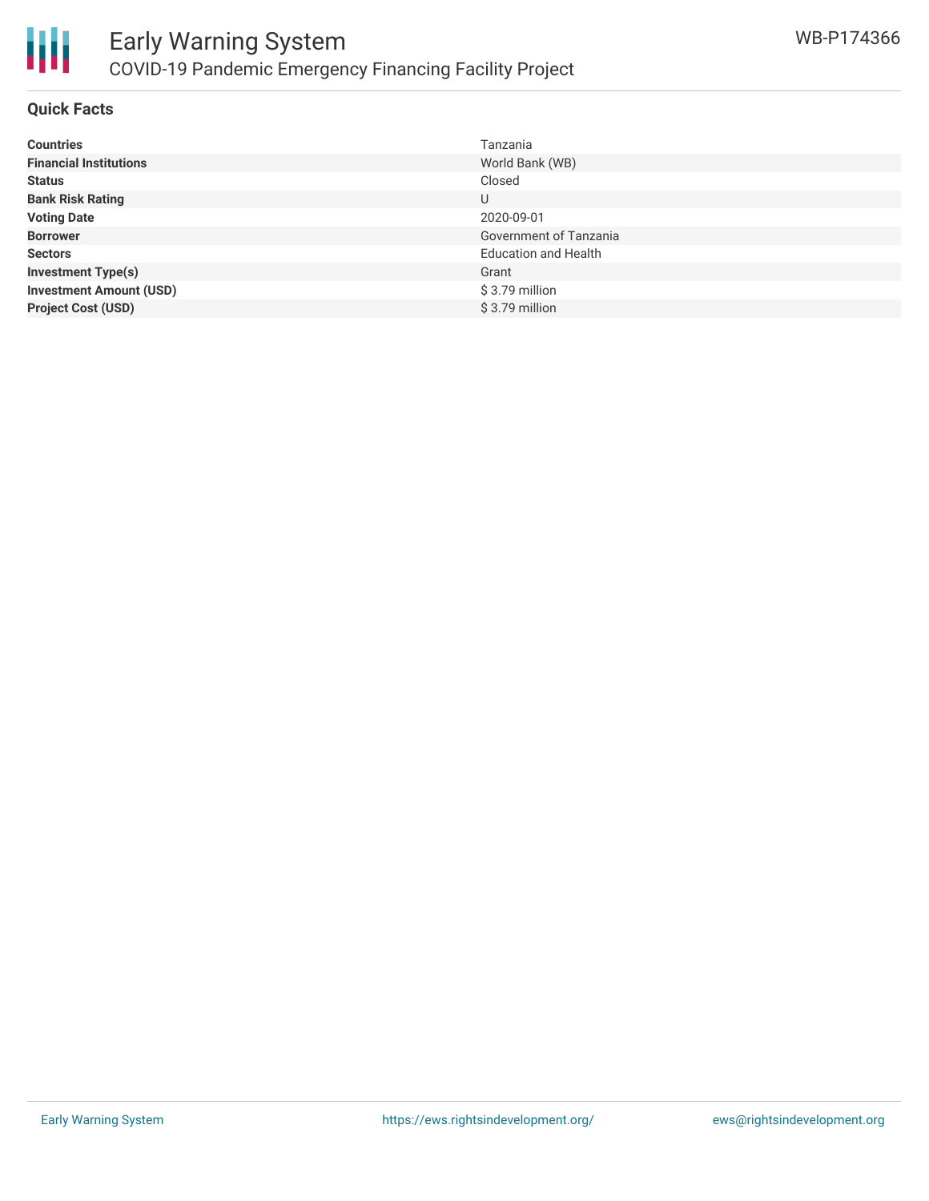# Early Warning System

## COVID-19 Pandemic Emergency Financing Facility Project

WB-P174366

### Quick Facts

| | |
|---|---|
| **Countries** | Tanzania |
| **Financial Institutions** | World Bank (WB) |
| **Status** | Closed |
| **Bank Risk Rating** | U |
| **Voting Date** | 2020-09-01 |
| **Borrower** | Government of Tanzania |
| **Sectors** | Education and Health |
| **Investment Type(s)** | Grant |
| **Investment Amount (USD)** | $ 3.79 million |
| **Project Cost (USD)** | $ 3.79 million |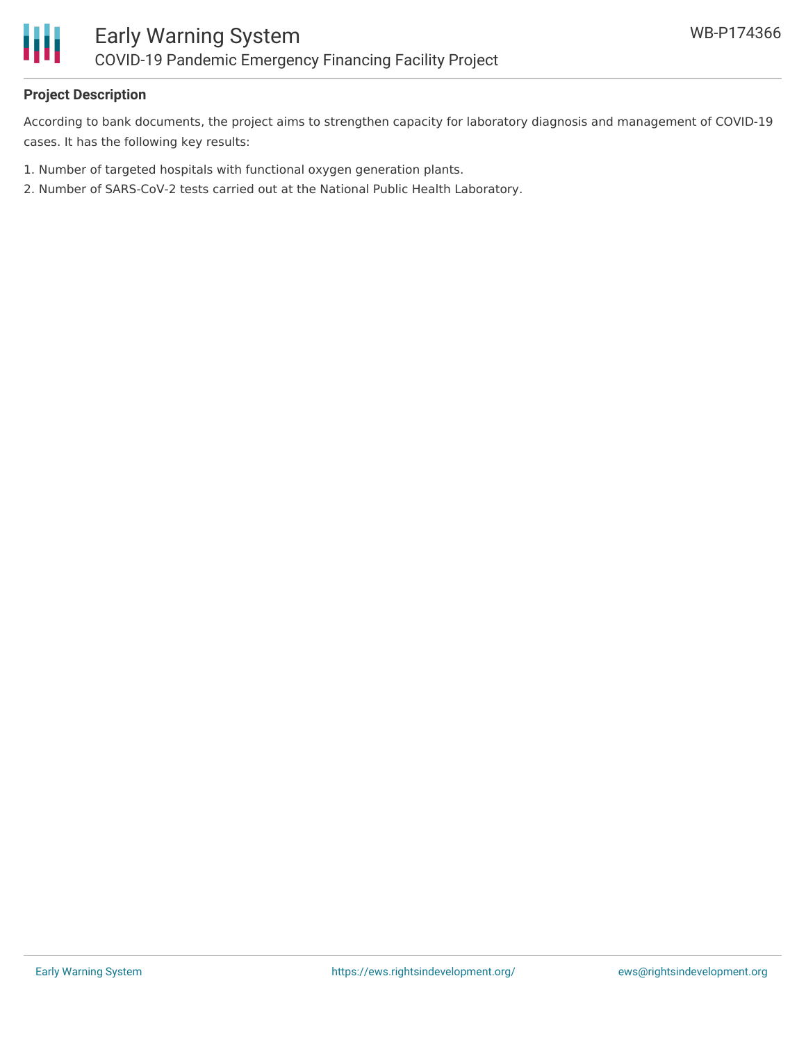**Project Description**

According to bank documents, the project aims to strengthen capacity for laboratory diagnosis and management of COVID-19 cases. It has the following key results:

1. Number of targeted hospitals with functional oxygen generation plants.
2. Number of SARS-CoV-2 tests carried out at the National Public Health Laboratory.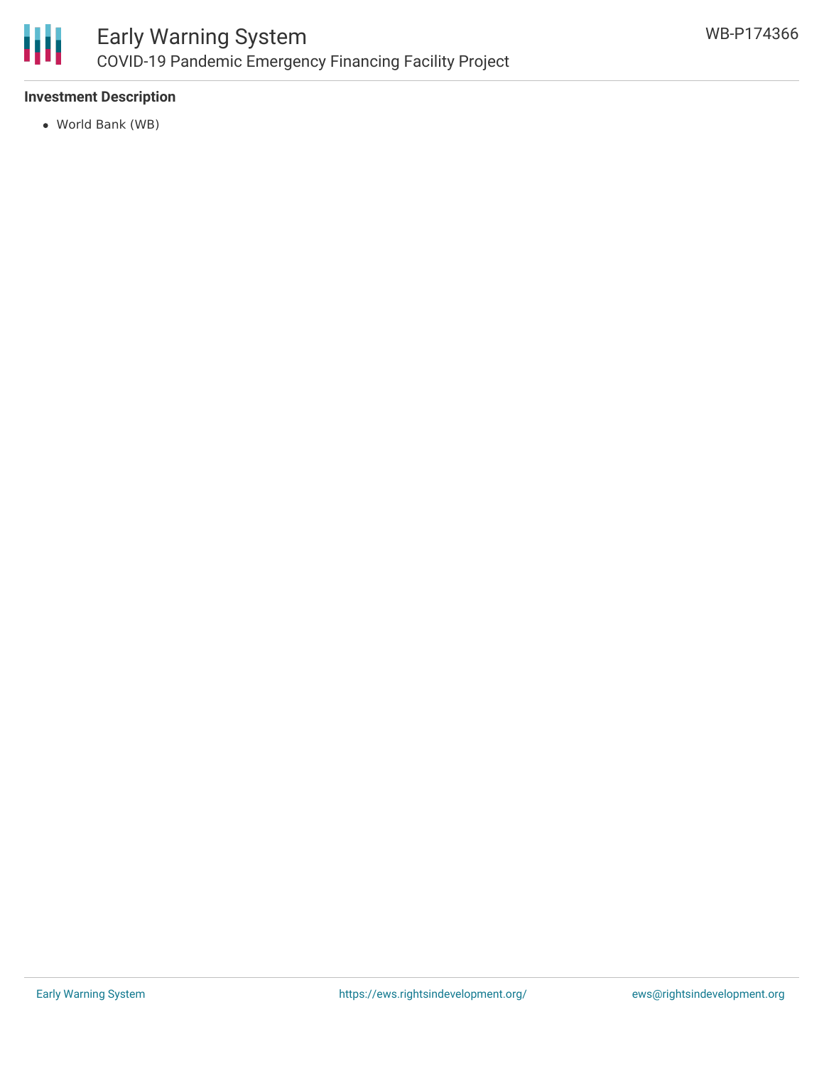### Investment Description

- World Bank (WB)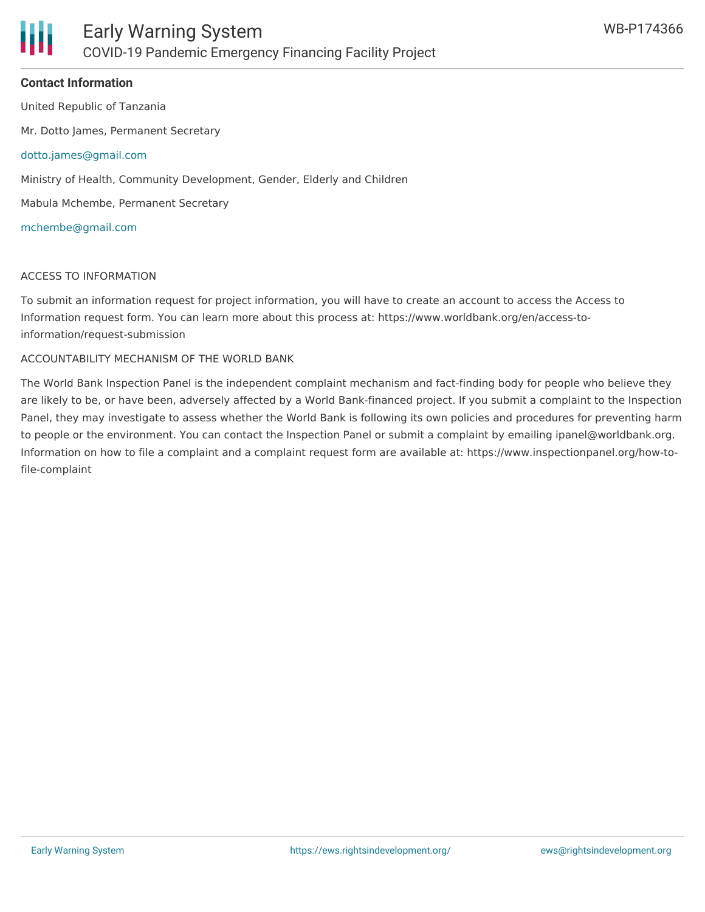**Contact Information**

United Republic of Tanzania

Mr. Dotto James, Permanent Secretary

dotto.james@gmail.com

Ministry of Health, Community Development, Gender, Elderly and Children

Mabula Mchembe, Permanent Secretary

mchembe@gmail.com

ACCESS TO INFORMATION

To submit an information request for project information, you will have to create an account to access the Access to Information request form. You can learn more about this process at: https://www.worldbank.org/en/access-to-information/request-submission

ACCOUNTABILITY MECHANISM OF THE WORLD BANK

The World Bank Inspection Panel is the independent complaint mechanism and fact-finding body for people who believe they are likely to be, or have been, adversely affected by a World Bank-financed project. If you submit a complaint to the Inspection Panel, they may investigate to assess whether the World Bank is following its own policies and procedures for preventing harm to people or the environment. You can contact the Inspection Panel or submit a complaint by emailing ipanel@worldbank.org. Information on how to file a complaint and a complaint request form are available at: https://www.inspectionpanel.org/how-to-file-complaint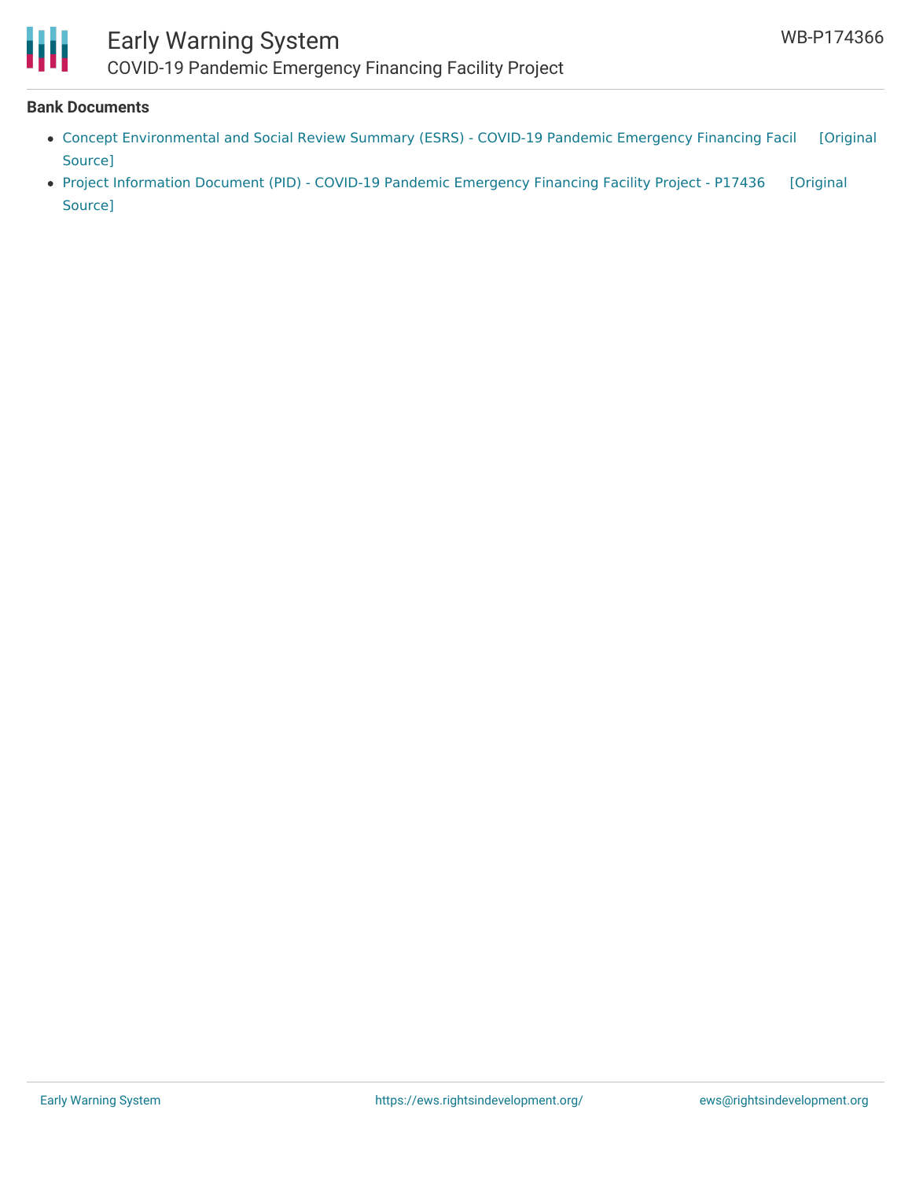**Bank Documents**

- Concept Environmental and Social Review Summary (ESRS) - COVID-19 Pandemic Emergency Financing Facil [Original Source]
- Project Information Document (PID) - COVID-19 Pandemic Emergency Financing Facility Project - P17436 [Original Source]